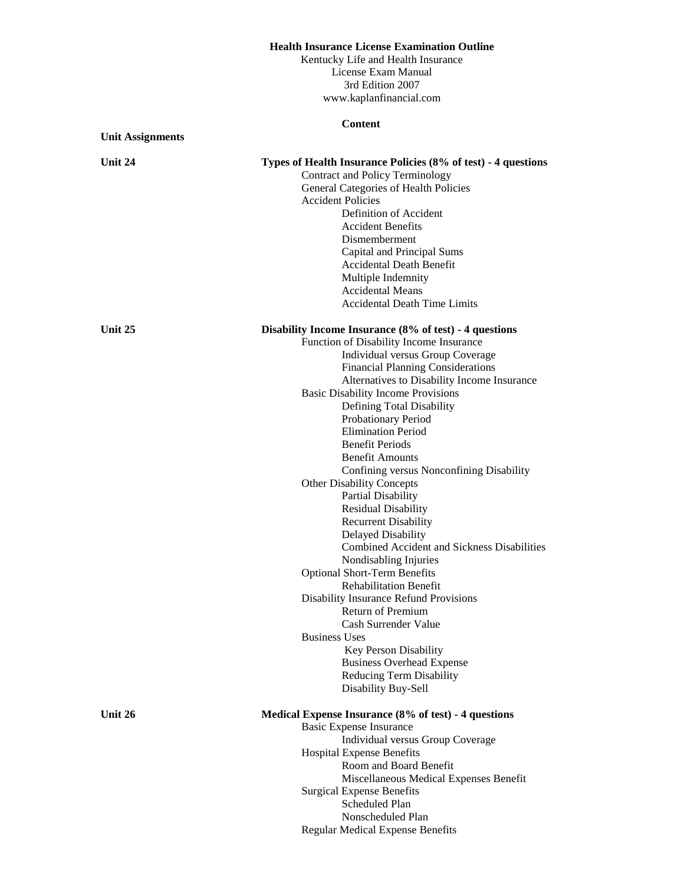# Health Insurance License Examination Outline

Kentucky Life and Health Insurance
License Exam Manual
3rd Edition 2007
www.kaplanfinancial.com

**Content**

**Unit Assignments**

**Unit 24** — **Types of Health Insurance Policies (8% of test) - 4 questions**

- Contract and Policy Terminology
- General Categories of Health Policies
- Accident Policies
  - Definition of Accident
  - Accident Benefits
  - Dismemberment
  - Capital and Principal Sums
  - Accidental Death Benefit
  - Multiple Indemnity
  - Accidental Means
  - Accidental Death Time Limits

**Unit 25** — **Disability Income Insurance (8% of test) - 4 questions**

- Function of Disability Income Insurance
  - Individual versus Group Coverage
  - Financial Planning Considerations
  - Alternatives to Disability Income Insurance
- Basic Disability Income Provisions
  - Defining Total Disability
  - Probationary Period
  - Elimination Period
  - Benefit Periods
  - Benefit Amounts
  - Confining versus Nonconfining Disability
- Other Disability Concepts
  - Partial Disability
  - Residual Disability
  - Recurrent Disability
  - Delayed Disability
  - Combined Accident and Sickness Disabilities
  - Nondisabling Injuries
- Optional Short-Term Benefits
  - Rehabilitation Benefit
- Disability Insurance Refund Provisions
  - Return of Premium
  - Cash Surrender Value
- Business Uses
  - Key Person Disability
  - Business Overhead Expense
  - Reducing Term Disability
  - Disability Buy-Sell

**Unit 26** — **Medical Expense Insurance (8% of test) - 4 questions**

- Basic Expense Insurance
  - Individual versus Group Coverage
- Hospital Expense Benefits
  - Room and Board Benefit
  - Miscellaneous Medical Expenses Benefit
- Surgical Expense Benefits
  - Scheduled Plan
  - Nonscheduled Plan
- Regular Medical Expense Benefits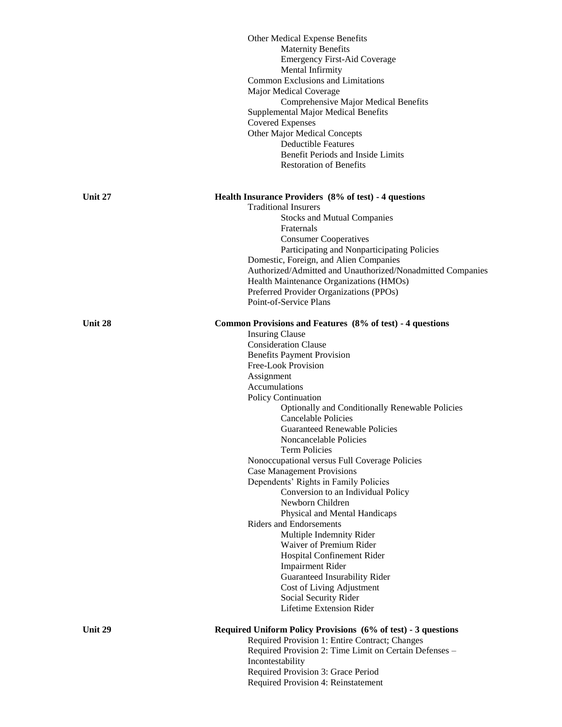- Other Medical Expense Benefits
  - Maternity Benefits
  - Emergency First-Aid Coverage
  - Mental Infirmity
- Common Exclusions and Limitations
- Major Medical Coverage
  - Comprehensive Major Medical Benefits
- Supplemental Major Medical Benefits
- Covered Expenses
- Other Major Medical Concepts
  - Deductible Features
  - Benefit Periods and Inside Limits
  - Restoration of Benefits

**Unit 27** — **Health Insurance Providers (8% of test) - 4 questions**

- Traditional Insurers
  - Stocks and Mutual Companies
  - Fraternals
  - Consumer Cooperatives
  - Participating and Nonparticipating Policies
- Domestic, Foreign, and Alien Companies
- Authorized/Admitted and Unauthorized/Nonadmitted Companies
- Health Maintenance Organizations (HMOs)
- Preferred Provider Organizations (PPOs)
- Point-of-Service Plans

**Unit 28** — **Common Provisions and Features (8% of test) - 4 questions**

- Insuring Clause
- Consideration Clause
- Benefits Payment Provision
- Free-Look Provision
- Assignment
- Accumulations
- Policy Continuation
  - Optionally and Conditionally Renewable Policies
  - Cancelable Policies
  - Guaranteed Renewable Policies
  - Noncancelable Policies
  - Term Policies
- Nonoccupational versus Full Coverage Policies
- Case Management Provisions
- Dependents' Rights in Family Policies
  - Conversion to an Individual Policy
  - Newborn Children
  - Physical and Mental Handicaps
- Riders and Endorsements
  - Multiple Indemnity Rider
  - Waiver of Premium Rider
  - Hospital Confinement Rider
  - Impairment Rider
  - Guaranteed Insurability Rider
  - Cost of Living Adjustment
  - Social Security Rider
  - Lifetime Extension Rider

**Unit 29** — **Required Uniform Policy Provisions (6% of test) - 3 questions**

- Required Provision 1: Entire Contract; Changes
- Required Provision 2: Time Limit on Certain Defenses – Incontestability
- Required Provision 3: Grace Period
- Required Provision 4: Reinstatement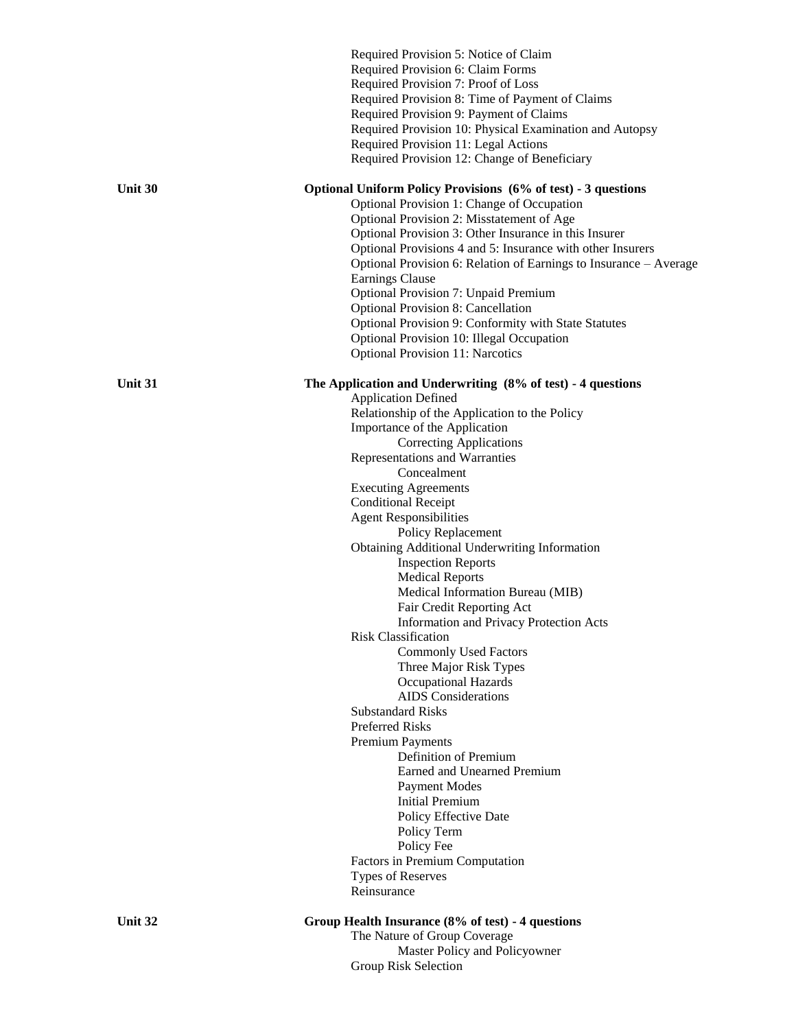- Required Provision 5: Notice of Claim
- Required Provision 6: Claim Forms
- Required Provision 7: Proof of Loss
- Required Provision 8: Time of Payment of Claims
- Required Provision 9: Payment of Claims
- Required Provision 10: Physical Examination and Autopsy
- Required Provision 11: Legal Actions
- Required Provision 12: Change of Beneficiary

**Unit 30** **Optional Uniform Policy Provisions (6% of test) - 3 questions**

- Optional Provision 1: Change of Occupation
- Optional Provision 2: Misstatement of Age
- Optional Provision 3: Other Insurance in this Insurer
- Optional Provisions 4 and 5: Insurance with other Insurers
- Optional Provision 6: Relation of Earnings to Insurance – Average Earnings Clause
- Optional Provision 7: Unpaid Premium
- Optional Provision 8: Cancellation
- Optional Provision 9: Conformity with State Statutes
- Optional Provision 10: Illegal Occupation
- Optional Provision 11: Narcotics

**Unit 31** **The Application and Underwriting (8% of test) - 4 questions**

- Application Defined
- Relationship of the Application to the Policy
- Importance of the Application
  - Correcting Applications
- Representations and Warranties
  - Concealment
- Executing Agreements
- Conditional Receipt
- Agent Responsibilities
  - Policy Replacement
- Obtaining Additional Underwriting Information
  - Inspection Reports
  - Medical Reports
  - Medical Information Bureau (MIB)
  - Fair Credit Reporting Act
  - Information and Privacy Protection Acts
- Risk Classification
  - Commonly Used Factors
  - Three Major Risk Types
  - Occupational Hazards
  - AIDS Considerations
- Substandard Risks
- Preferred Risks
- Premium Payments
  - Definition of Premium
  - Earned and Unearned Premium
  - Payment Modes
  - Initial Premium
  - Policy Effective Date
  - Policy Term
  - Policy Fee
- Factors in Premium Computation
- Types of Reserves
- Reinsurance

**Unit 32** **Group Health Insurance (8% of test) - 4 questions**

- The Nature of Group Coverage
  - Master Policy and Policyowner
- Group Risk Selection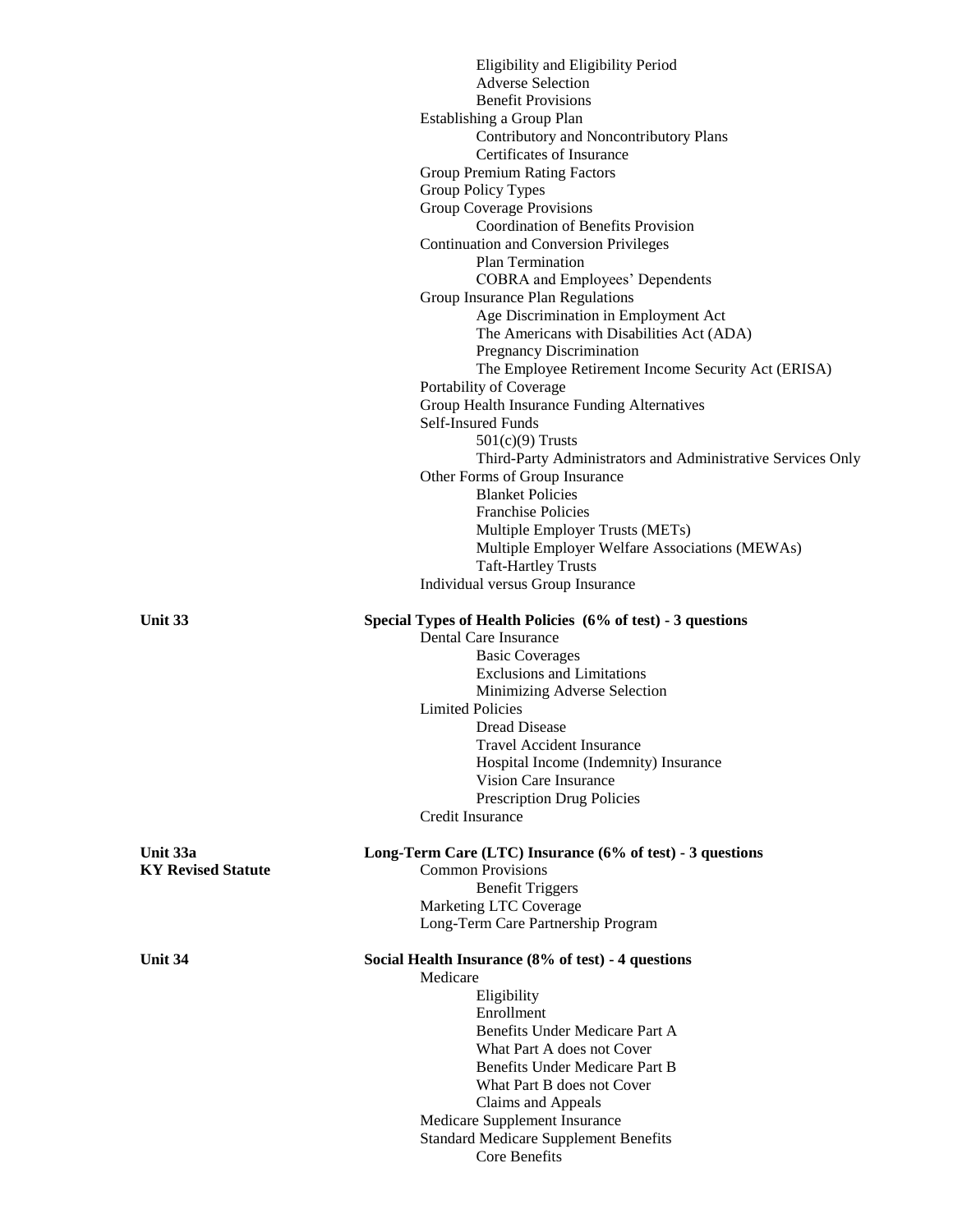- Eligibility and Eligibility Period
- Adverse Selection
- Benefit Provisions

Establishing a Group Plan

- Contributory and Noncontributory Plans
- Certificates of Insurance

Group Premium Rating Factors

Group Policy Types

Group Coverage Provisions

- Coordination of Benefits Provision

Continuation and Conversion Privileges

- Plan Termination
- COBRA and Employees' Dependents

Group Insurance Plan Regulations

- Age Discrimination in Employment Act
- The Americans with Disabilities Act (ADA)
- Pregnancy Discrimination
- The Employee Retirement Income Security Act (ERISA)

Portability of Coverage

Group Health Insurance Funding Alternatives

Self-Insured Funds

- 501(c)(9) Trusts
- Third-Party Administrators and Administrative Services Only

Other Forms of Group Insurance

- Blanket Policies
- Franchise Policies
- Multiple Employer Trusts (METs)
- Multiple Employer Welfare Associations (MEWAs)
- Taft-Hartley Trusts

Individual versus Group Insurance

**Unit 33** — **Special Types of Health Policies (6% of test) - 3 questions**

Dental Care Insurance

- Basic Coverages
- Exclusions and Limitations
- Minimizing Adverse Selection

Limited Policies

- Dread Disease
- Travel Accident Insurance
- Hospital Income (Indemnity) Insurance
- Vision Care Insurance
- Prescription Drug Policies

Credit Insurance

**Unit 33a**
**KY Revised Statute** — **Long-Term Care (LTC) Insurance (6% of test) - 3 questions**

Common Provisions

- Benefit Triggers

Marketing LTC Coverage

Long-Term Care Partnership Program

**Unit 34** — **Social Health Insurance (8% of test) - 4 questions**

Medicare

- Eligibility
- Enrollment
- Benefits Under Medicare Part A
- What Part A does not Cover
- Benefits Under Medicare Part B
- What Part B does not Cover
- Claims and Appeals

Medicare Supplement Insurance

Standard Medicare Supplement Benefits

- Core Benefits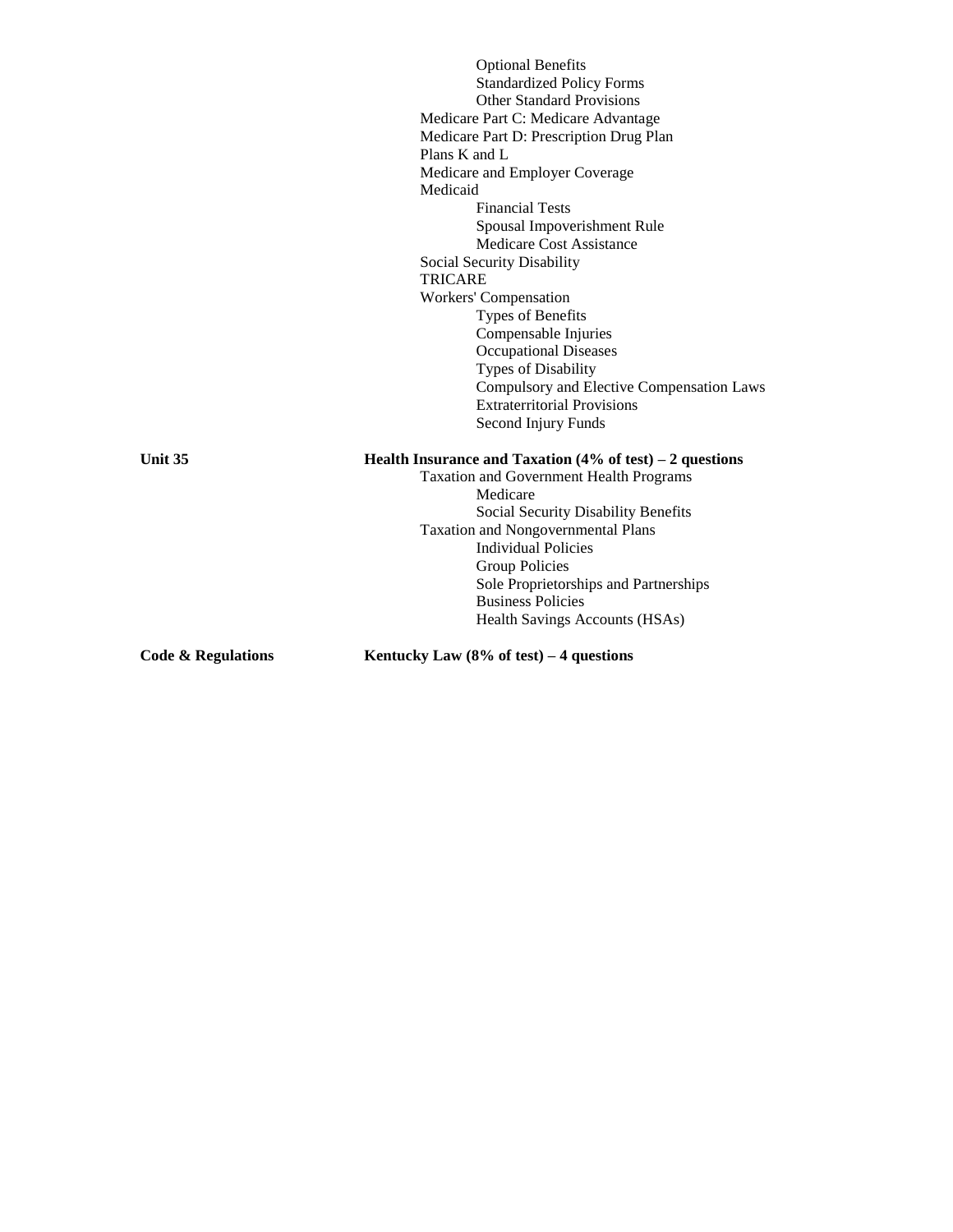- Optional Benefits
- Standardized Policy Forms
- Other Standard Provisions

Medicare Part C: Medicare Advantage
Medicare Part D: Prescription Drug Plan
Plans K and L
Medicare and Employer Coverage
Medicaid

- Financial Tests
- Spousal Impoverishment Rule
- Medicare Cost Assistance

Social Security Disability
TRICARE
Workers' Compensation

- Types of Benefits
- Compensable Injuries
- Occupational Diseases
- Types of Disability
- Compulsory and Elective Compensation Laws
- Extraterritorial Provisions
- Second Injury Funds

**Unit 35** — **Health Insurance and Taxation (4% of test) – 2 questions**

Taxation and Government Health Programs

- Medicare
- Social Security Disability Benefits

Taxation and Nongovernmental Plans

- Individual Policies
- Group Policies
- Sole Proprietorships and Partnerships
- Business Policies
- Health Savings Accounts (HSAs)

**Code & Regulations** — **Kentucky Law (8% of test) – 4 questions**